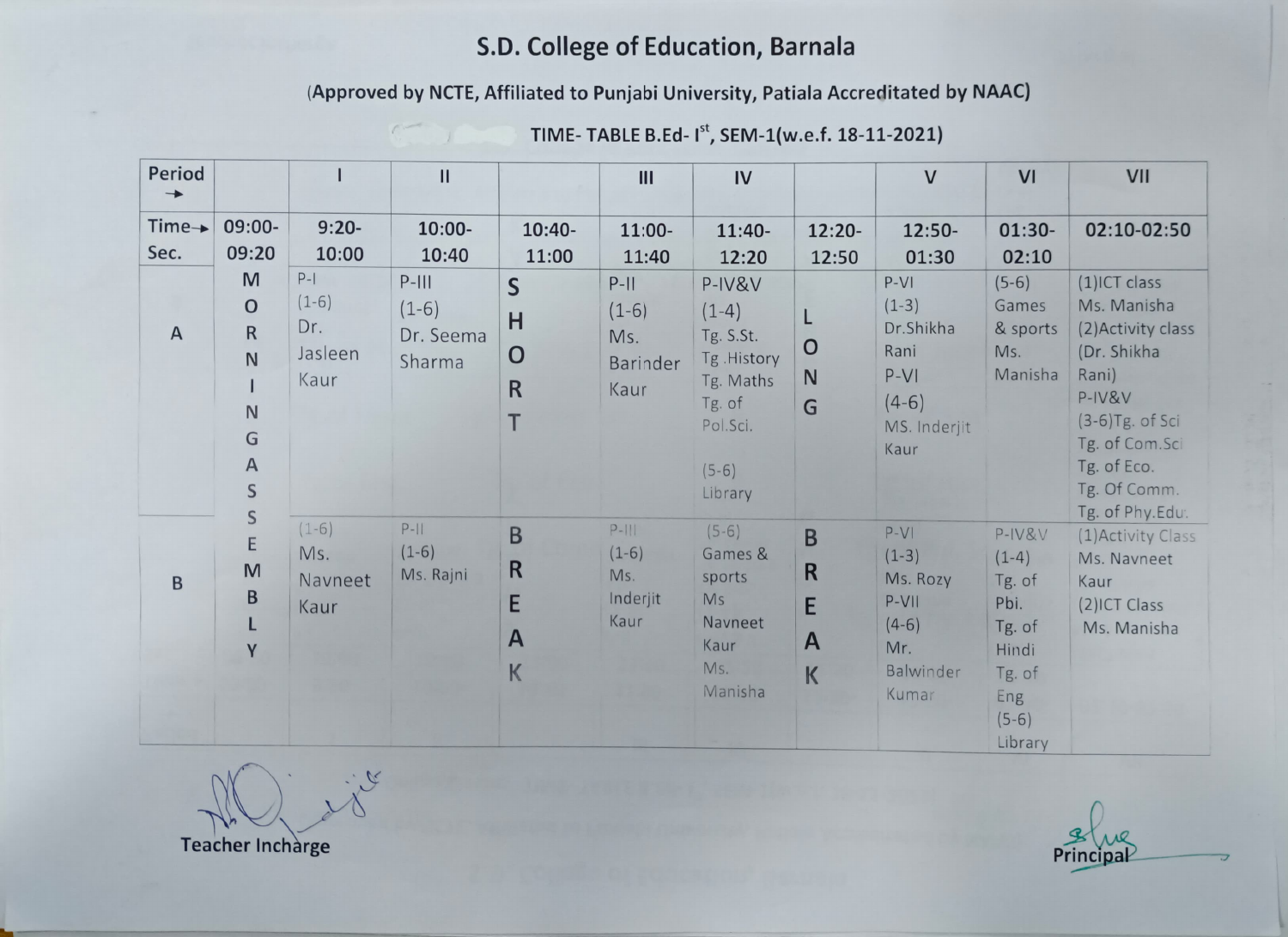# S.D. College of Education, Barnala

(Approved by NCTE, Affiliated to Punjabi University, Patiala Accreditated by NAAC)

TIME- TABLE B.Ed- I[st], SEM-1(w.e.f. 18-11-2021)

| Period → | | I | II | | III | IV | | V | VI | VII |
|---|---|---|---|---|---|---|---|---|---|---|
| Time→ Sec. | 09:00-09:20 | 9:20-10:00 | 10:00-10:40 | 10:40-11:00 | 11:00-11:40 | 11:40-12:20 | 12:20-12:50 | 12:50-01:30 | 01:30-02:10 | 02:10-02:50 |
| A | MORNING ASSEMBLY | P-I (1-6) Dr. Jasleen Kaur | P-III (1-6) Dr. Seema Sharma | SHORT | P-II (1-6) Ms. Barinder Kaur | P-IV&V (1-4) Tg. S.St. Tg .History Tg. Maths Tg. of Pol.Sci. (5-6) Library | LONG | P-VI (1-3) Dr.Shikha Rani P-VI (4-6) MS. Inderjit Kaur | (5-6) Games & sports Ms. Manisha | (1)ICT class Ms. Manisha (2)Activity class (Dr. Shikha Rani) P-IV&V (3-6)Tg. of Sci Tg. of Com.Sci Tg. of Eco. Tg. Of Comm. Tg. of Phy.Edu. |
| B | | (1-6) Ms. Navneet Kaur | P-II (1-6) Ms. Rajni | BREAK | P-III (1-6) Ms. Inderjit Kaur | (5-6) Games & sports Ms Navneet Kaur Ms. Manisha | BREAK | P-VI (1-3) Ms. Rozy P-VII (4-6) Mr. Balwinder Kumar | P-IV&V (1-4) Tg. of Pbi. Tg. of Hindi Tg. of Eng (5-6) Library | (1)Activity Class Ms. Navneet Kaur (2)ICT Class Ms. Manisha |

Teacher Incharge

Principal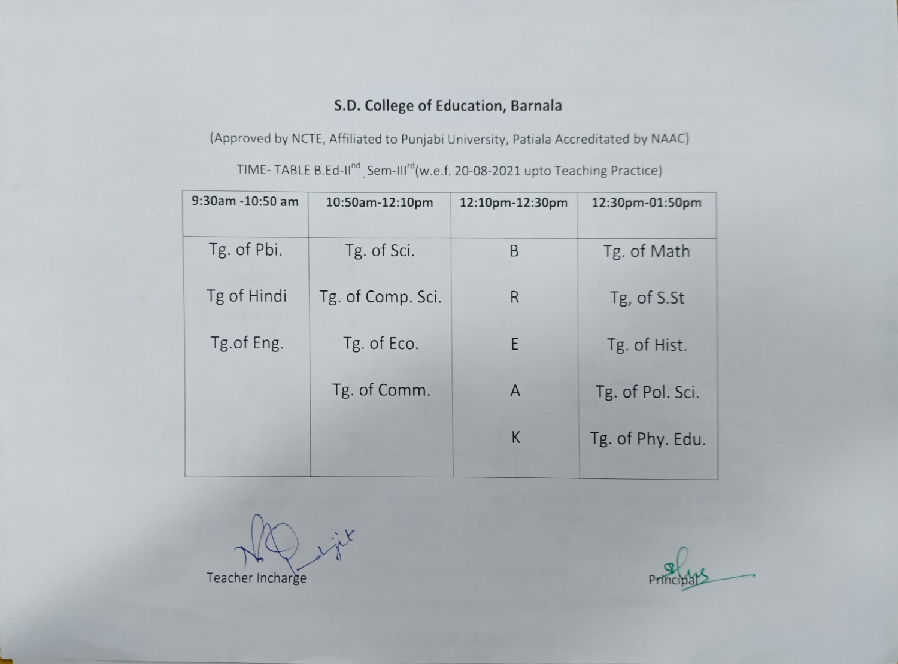## S.D. College of Education, Barnala

(Approved by NCTE, Affiliated to Punjabi University, Patiala Accreditated by NAAC)

TIME- TABLE B.Ed-II[nd], Sem-III[rd](w.e.f. 20-08-2021 upto Teaching Practice)

| 9:30am -10:50 am | 10:50am-12:10pm | 12:10pm-12:30pm | 12:30pm-01:50pm |
|---|---|---|---|
| Tg. of Pbi. | Tg. of Sci. | B | Tg. of Math |
| Tg of Hindi | Tg. of Comp. Sci. | R | Tg, of S.St |
| Tg.of Eng. | Tg. of Eco. | E | Tg. of Hist. |
| | Tg. of Comm. | A | Tg. of Pol. Sci. |
| | | K | Tg. of Phy. Edu. |

Teacher Incharge

Principal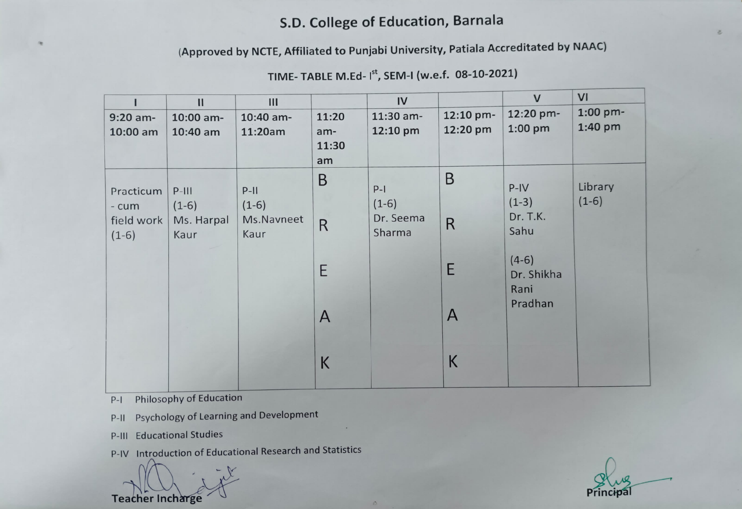# S.D. College of Education, Barnala

(Approved by NCTE, Affiliated to Punjabi University, Patiala Accreditated by NAAC)

TIME- TABLE M.Ed- I[st], SEM-I (w.e.f. 08-10-2021)

| I | II | III | | IV | | V | VI |
|---|---|---|---|---|---|---|---|
| 9:20 am- 10:00 am | 10:00 am- 10:40 am | 10:40 am- 11:20am | 11:20 am- 11:30 am | 11:30 am- 12:10 pm | 12:10 pm- 12:20 pm | 12:20 pm- 1:00 pm | 1:00 pm- 1:40 pm |
| Practicum - cum field work (1-6) | P-III (1-6) Ms. Harpal Kaur | P-II (1-6) Ms.Navneet Kaur | B R E A K | P-I (1-6) Dr. Seema Sharma | B R E A K | P-IV (1-3) Dr. T.K. Sahu (4-6) Dr. Shikha Rani Pradhan | Library (1-6) |

P-I Philosophy of Education

P-II Psychology of Learning and Development

P-III Educational Studies

P-IV Introduction of Educational Research and Statistics

Teacher Incharge

Principal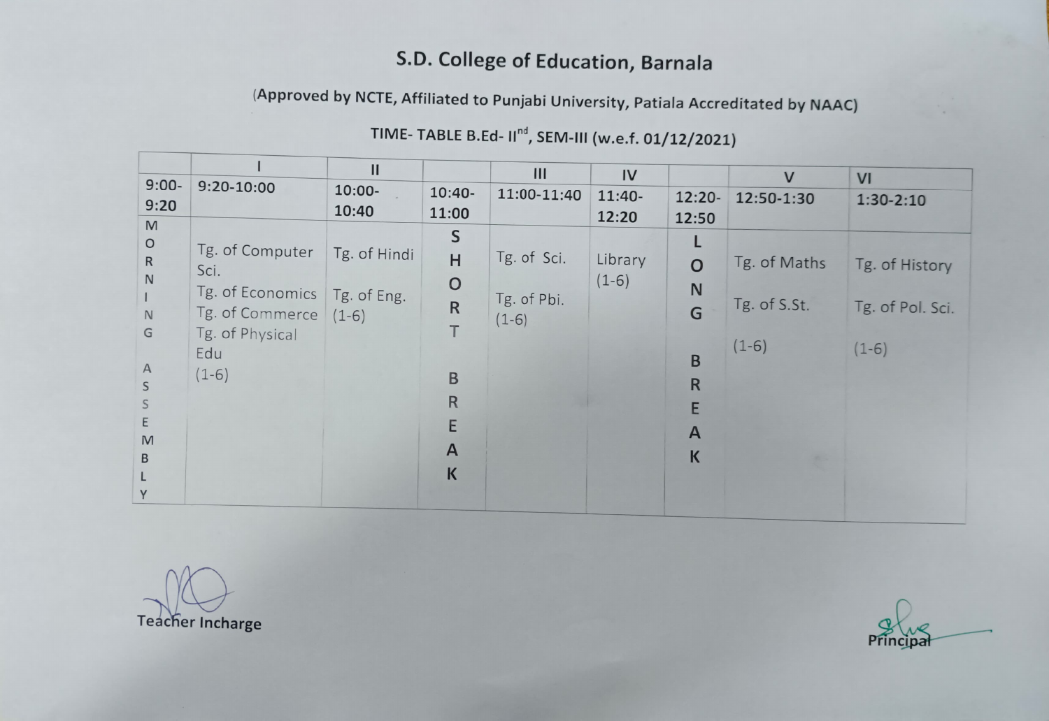# S.D. College of Education, Barnala

(Approved by NCTE, Affiliated to Punjabi University, Patiala Accreditated by NAAC)

TIME- TABLE B.Ed- II[nd], SEM-III (w.e.f. 01/12/2021)

| | I | II | | III | IV | | V | VI |
|---|---|---|---|---|---|---|---|---|
| 9:00-9:20 | 9:20-10:00 | 10:00-10:40 | 10:40-11:00 | 11:00-11:40 | 11:40-12:20 | 12:20-12:50 | 12:50-1:30 | 1:30-2:10 |
| MORNING ASSEMBLY | Tg. of Computer Sci.<br>Tg. of Economics<br>Tg. of Commerce<br>Tg. of Physical Edu<br>(1-6) | Tg. of Hindi<br>Tg. of Eng.<br>(1-6) | SHORT BREAK | Tg. of Sci.<br>Tg. of Pbi.<br>(1-6) | Library<br>(1-6) | LONG BREAK | Tg. of Maths<br>Tg. of S.St.<br>(1-6) | Tg. of History<br>Tg. of Pol. Sci.<br>(1-6) |

Teacher Incharge

Principal